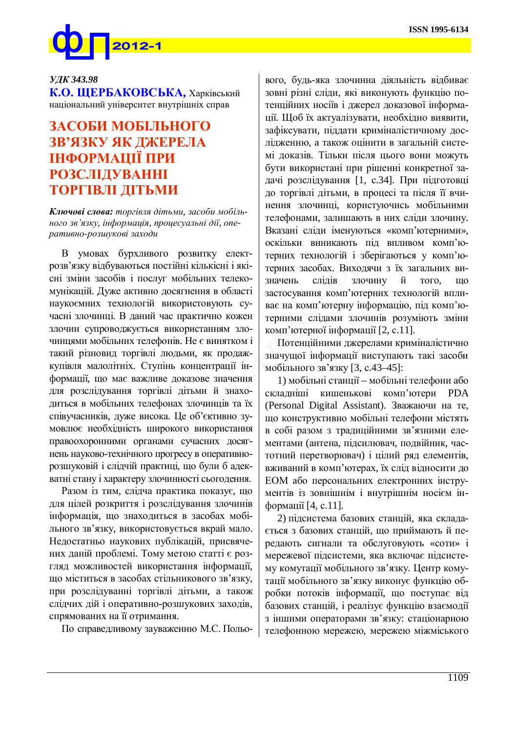УДК 343.98

**К.О. ЩЕРБАКОВСЬКА,** Харківський національний університет внутрішніх справ

# ЗАСОБИ МОБІЛЬНОГО ЗВ'ЯЗКУ ЯК ДЖЕРЕЛА ІНФОРМАЦІЇ ПРИ РОЗСЛІДУВАННІ ТОРГІВЛІ ДІТЬМИ

***Ключові слова:*** *торгівля дітьми, засоби мобільного зв'язку, інформація, процесуальні дії, оперативно-розшукові заходи*

В умовах бурхливого розвитку електрозв'язку відбуваються постійні кількісні і якісні зміни засобів і послуг мобільних телекомунікацій. Дуже активно досягнення в області наукоємних технологій використовують сучасні злочинці. В даний час практично кожен злочин супроводжується використанням злочинцями мобільних телефонів. Не є винятком і такий різновид торгівлі людьми, як продаж-купівля малолітніх. Ступінь концентрації інформації, що має важливе доказове значення для розслідування торгівлі дітьми й знаходиться в мобільних телефонах злочинців та їх співучасників, дуже висока. Це об'єктивно зумовлює необхідність широкого використання правоохоронними органами сучасних досягнень науково-технічного прогресу в оперативно-розшуковій і слідчій практиці, що були б адекватні стану і характеру злочинності сьогодення.

Разом із тим, слідча практика показує, що для цілей розкриття і розслідування злочинів інформація, що знаходиться в засобах мобільного зв'язку, використовується вкрай мало. Недостатньо наукових публікацій, присвячених даній проблемі. Тому метою статті є розгляд можливостей використання інформації, що міститься в засобах стільникового зв'язку, при розслідуванні торгівлі дітьми, а також слідчих дій і оперативно-розшукових заходів, спрямованих на її отримання.

По справедливому зауваженню М.С. Польового, будь-яка злочинна діяльність відбиває зовні різні сліди, які виконують функцію потенційних носіїв і джерел доказової інформації. Щоб їх актуалізувати, необхідно виявити, зафіксувати, піддати криміналістичному дослідженню, а також оцінити в загальній системі доказів. Тільки після цього вони можуть бути використані при рішенні конкретної задачі розслідування [1, с.34]. При підготовці до торгівлі дітьми, в процесі та після її вчинення злочинці, користуючись мобільними телефонами, залишають в них сліди злочину. Вказані сліди іменуються «комп'ютерними», оскільки виникають під впливом комп'ютерних технологій і зберігаються у комп'ютерних засобах. Виходячи з їх загальних визначень слідів злочину й того, що застосування комп'ютерних технологій впливає на комп'ютерну інформацію, під комп'ютерними слідами злочинів розуміють зміни комп'ютерної інформації [2, с.11].

Потенційними джерелами криміналістично значущої інформації виступають такі засоби мобільного зв'язку [3, с.43–45]:

1) мобільні станції – мобільні телефони або складніші кишенькові комп'ютери PDA (Personal Digital Assistant). Зважаючи на те, що конструктивно мобільні телефони містять в собі разом з традиційними зв'язними елементами (антена, підсилювач, подвійник, частотний перетворювач) і цілий ряд елементів, вживаний в комп'ютерах, їх слід відносити до ЕОМ або персональних електронних інструментів із зовнішнім і внутрішнім носієм інформації [4, с.11].

2) підсистема базових станцій, яка складається з базових станцій, що приймають й передають сигнали та обслуговують «соти» і мережевої підсистеми, яка включає підсистему комутації мобільного зв'язку. Центр комутації мобільного зв'язку виконує функцію обробки потоків інформації, що поступає від базових станцій, і реалізує функцію взаємодії з іншими операторами зв'язку: стаціонарною телефонною мережею, мережею міжміського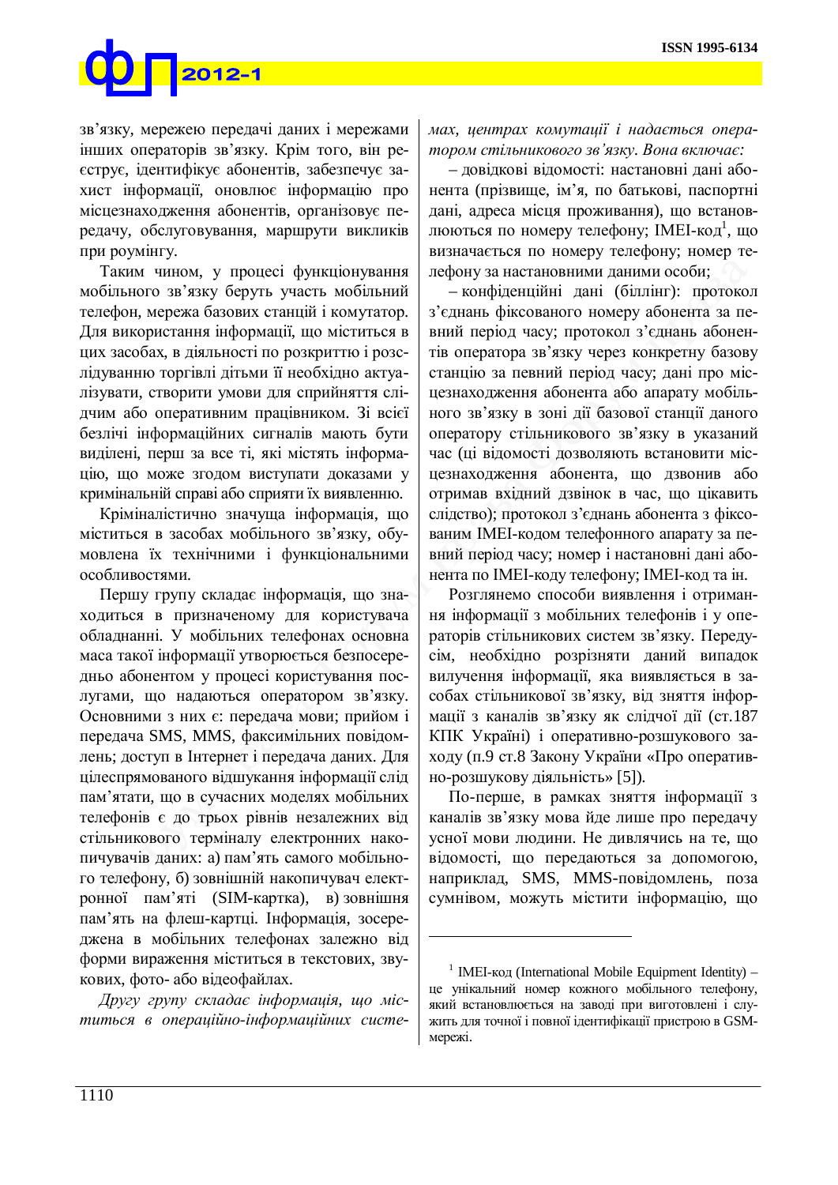зв'язку, мережею передачі даних і мережами інших операторів зв'язку. Крім того, він реєструє, ідентифікує абонентів, забезпечує захист інформації, оновлює інформацію про місцезнаходження абонентів, організовує передачу, обслуговування, маршрути викликів при роумінгу.

Таким чином, у процесі функціонування мобільного зв'язку беруть участь мобільний телефон, мережа базових станцій і комутатор. Для використання інформації, що міститься в цих засобах, в діяльності по розкриттю і розслідуванню торгівлі дітьми її необхідно актуалізувати, створити умови для сприйняття слідчим або оперативним працівником. Зі всієї безлічі інформаційних сигналів мають бути виділені, перш за все ті, які містять інформацію, що може згодом виступати доказами у кримінальній справі або сприяти їх виявленню.

Криміналістично значуща інформація, що міститься в засобах мобільного зв'язку, обумовлена їх технічними і функціональними особливостями.

Першу групу складає інформація, що знаходиться в призначеному для користувача обладнанні. У мобільних телефонах основна маса такої інформації утворюється безпосередньо абонентом у процесі користування послугами, що надаються оператором зв'язку. Основними з них є: передача мови; прийом і передача SMS, MMS, факсимільних повідомлень; доступ в Інтернет і передача даних. Для цілеспрямованого відшукання інформації слід пам'ятати, що в сучасних моделях мобільних телефонів є до трьох рівнів незалежних від стільникового терміналу електронних накопичувачів даних: а) пам'ять самого мобільного телефону, б) зовнішній накопичувач електронної пам'яті (SIM-картка), в) зовнішня пам'ять на флеш-картці. Інформація, зосереджена в мобільних телефонах залежно від форми вираження міститься в текстових, звукових, фото- або відеофайлах.

*Другу групу складає інформація, що міститься в операційно-інформаційних системах, центрах комутації і надається оператором стільникового зв'язку. Вона включає:*

– довідкові відомості: настановні дані абонента (прізвище, ім'я, по батькові, паспортні дані, адреса місця проживання), що встановлюються по номеру телефону; IMEI-код[1], що визначається по номеру телефону; номер телефону за настановними даними особи;

– конфіденційні дані (біллінг): протокол з'єднань фіксованого номеру абонента за певний період часу; протокол з'єднань абонентів оператора зв'язку через конкретну базову станцію за певний період часу; дані про місцезнаходження абонента або апарату мобільного зв'язку в зоні дії базової станції даного оператору стільникового зв'язку в указаний час (ці відомості дозволяють встановити місцезнаходження абонента, що дзвонив або отримав вхідний дзвінок в час, що цікавить слідство); протокол з'єднань абонента з фіксованим IMEI-кодом телефонного апарату за певний період часу; номер і настановні дані абонента по IMEI-коду телефону; IMEI-код та ін.

Розглянемо способи виявлення і отримання інформації з мобільних телефонів і у операторів стільникових систем зв'язку. Передусім, необхідно розрізняти даний випадок вилучення інформації, яка виявляється в засобах стільникової зв'язку, від зняття інформації з каналів зв'язку як слідчої дії (ст.187 КПК Україні) і оперативно-розшукового заходу (п.9 ст.8 Закону України «Про оперативно-розшукову діяльність» [5]).

По-перше, в рамках зняття інформації з каналів зв'язку мова йде лише про передачу усної мови людини. Не дивлячись на те, що відомості, що передаються за допомогою, наприклад, SMS, MMS-повідомлень, поза сумнівом, можуть містити інформацію, що

---

[1] IMEI-код (International Mobile Equipment Identity) – це унікальний номер кожного мобільного телефону, який встановлюється на заводі при виготовлені і служить для точної і повної ідентифікації пристрою в GSM-мережі.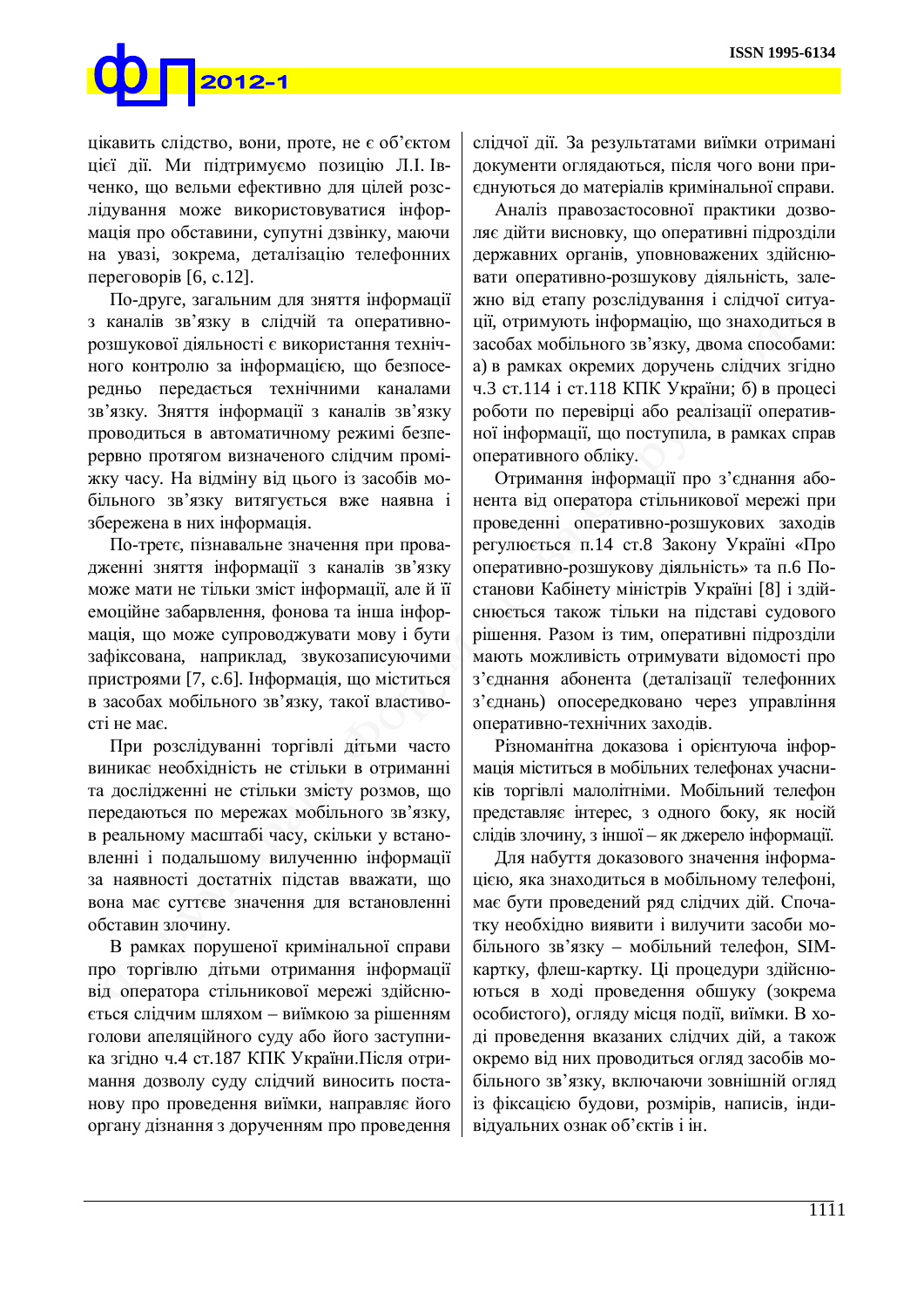цікавить слідство, вони, проте, не є об'єктом цієї дії. Ми підтримуємо позицію Л.І. Івченко, що вельми ефективно для цілей розслідування може використовуватися інформація про обставини, супутні дзвінку, маючи на увазі, зокрема, деталізацію телефонних переговорів [6, с.12].

По-друге, загальним для зняття інформації з каналів зв'язку в слідчій та оперативно-розшукової діяльності є використання технічного контролю за інформацією, що безпосередньо передається технічними каналами зв'язку. Зняття інформації з каналів зв'язку проводиться в автоматичному режимі безперервно протягом визначеного слідчим проміжку часу. На відміну від цього із засобів мобільного зв'язку витягується вже наявна і збережена в них інформація.

По-третє, пізнавальне значення при провадженні зняття інформації з каналів зв'язку може мати не тільки зміст інформації, але й її емоційне забарвлення, фонова та інша інформація, що може супроводжувати мову і бути зафіксована, наприклад, звукозаписуючими пристроями [7, с.6]. Інформація, що міститься в засобах мобільного зв'язку, такої властивості не має.

При розслідуванні торгівлі дітьми часто виникає необхідність не стільки в отриманні та дослідженні не стільки змісту розмов, що передаються по мережах мобільного зв'язку, в реальному масштабі часу, скільки у встановленні і подальшому вилученню інформації за наявності достатніх підстав вважати, що вона має суттєве значення для встановленні обставин злочину.

В рамках порушеної кримінальної справи про торгівлю дітьми отримання інформації від оператора стільникової мережі здійснюється слідчим шляхом – виїмкою за рішенням голови апеляційного суду або його заступника згідно ч.4 ст.187 КПК України.Після отримання дозволу суду слідчий виносить постанову про проведення виїмки, направляє його органу дізнання з дорученням про проведення слідчої дії. За результатами виїмки отримані документи оглядаються, після чого вони приєднуються до матеріалів кримінальної справи.

Аналіз правозастосовної практики дозволяє дійти висновку, що оперативні підрозділи державних органів, уповноважених здійснювати оперативно-розшукову діяльність, залежно від етапу розслідування і слідчої ситуації, отримують інформацію, що знаходиться в засобах мобільного зв'язку, двома способами: а) в рамках окремих доручень слідчих згідно ч.3 ст.114 і ст.118 КПК України; б) в процесі роботи по перевірці або реалізації оперативної інформації, що поступила, в рамках справ оперативного обліку.

Отримання інформації про з'єднання абонента від оператора стільникової мережі при проведенні оперативно-розшукових заходів регулюється п.14 ст.8 Закону Україні «Про оперативно-розшукову діяльність» та п.6 Постанови Кабінету міністрів України [8] і здійснюється також тільки на підставі судового рішення. Разом із тим, оперативні підрозділи мають можливість отримувати відомості про з'єднання абонента (деталізації телефонних з'єднань) опосередковано через управління оперативно-технічних заходів.

Різноманітна доказова і орієнтуюча інформація міститься в мобільних телефонах учасників торгівлі малолітніми. Мобільний телефон представляє інтерес, з одного боку, як носій слідів злочину, з іншої – як джерело інформації.

Для набуття доказового значення інформацією, яка знаходиться в мобільному телефоні, має бути проведений ряд слідчих дій. Спочатку необхідно виявити і вилучити засоби мобільного зв'язку – мобільний телефон, SIM-картку, флеш-картку. Ці процедури здійснюються в ході проведення обшуку (зокрема особистого), огляду місця події, виїмки. В ході проведення вказаних слідчих дій, а також окремо від них проводиться огляд засобів мобільного зв'язку, включаючи зовнішній огляд із фіксацією будови, розмірів, написів, індивідуальних ознак об'єктів і ін.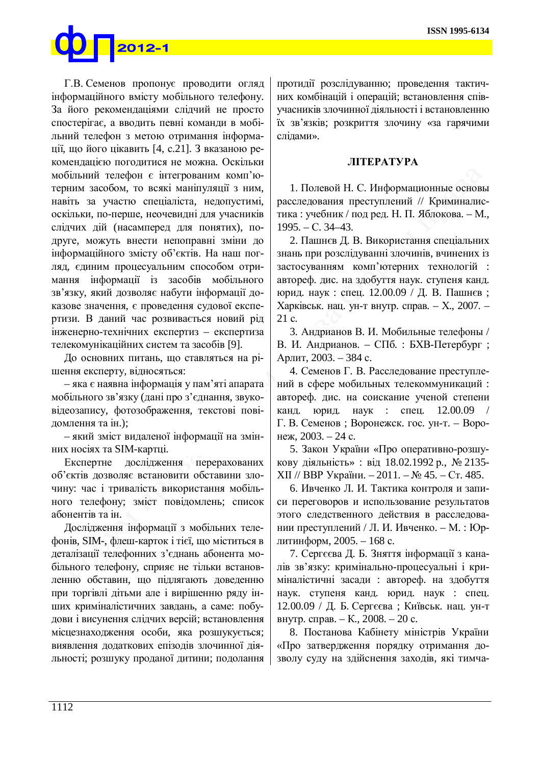Г.В. Семенов пропонує проводити огляд інформаційного вмісту мобільного телефону. За його рекомендаціями слідчий не просто спостерігає, а вводить певні команди в мобільний телефон з метою отримання інформації, що його цікавить [4, с.21]. З вказаною рекомендацією погодитися не можна. Оскільки мобільний телефон є інтегрованим комп'ютерним засобом, то всякі маніпуляції з ним, навіть за участю спеціаліста, недопустимі, оскільки, по-перше, неочевидні для учасників слідчих дій (насамперед для понятих), по-друге, можуть внести непоправні зміни до інформаційного змісту об'єктів. На наш погляд, єдиним процесуальним способом отримання інформації із засобів мобільного зв'язку, який дозволяє набути інформації доказове значення, є проведення судової експертизи. В даний час розвивається новий рід інженерно-технічних експертиз – експертиза телекомунікаційних систем та засобів [9].

До основних питань, що ставляться на рішення експерту, відносяться:

– яка є наявна інформація у пам'яті апарата мобільного зв'язку (дані про з'єднання, звуковідеозапису, фотозображення, текстові повідомлення та ін.);

– який зміст видаленої інформації на змінних носіях та SIM-картці.

Експертне дослідження перерахованих об'єктів дозволяє встановити обставини злочину: час і тривалість використання мобільного телефону; зміст повідомлень; список абонентів та ін.

Дослідження інформації з мобільних телефонів, SIM-, флеш-карток і тієї, що міститься в деталізації телефонних з'єднань абонента мобільного телефону, сприяє не тільки встановленню обставин, що підлягають доведенню при торгівлі дітьми але і вирішенню ряду інших криміналістичних завдань, а саме: побудови і висунення слідчих версій; встановлення місцезнаходження особи, яка розшукується; виявлення додаткових епізодів злочинної діяльності; розшуку проданої дитини; подолання протидії розслідуванню; проведення тактичних комбінацій і операцій; встановлення співучасників злочинної діяльності і встановленню їх зв'язків; розкриття злочину «за гарячими слідами».

## ЛІТЕРАТУРА

1. Полевой Н. С. Информационные основы расследования преступлений // Криминалистика : учебник / под ред. Н. П. Яблокова. – М., 1995. – С. 34–43.

2. Пашнєв Д. В. Використання спеціальних знань при розслідуванні злочинів, вчинених із застосуванням комп'ютерних технологій : автореф. дис. на здобуття наук. ступеня канд. юрид. наук : спец. 12.00.09 / Д. В. Пашнєв ; Харківськ. нац. ун-т внутр. справ. – Х., 2007. – 21 с.

3. Андрианов В. И. Мобильные телефоны / В. И. Андрианов. – СПб. : БХВ-Петербург ; Арлит, 2003. – 384 с.

4. Семенов Г. В. Расследование преступлений в сфере мобильных телекоммуникаций : автореф. дис. на соискание ученой степени канд. юрид. наук : спец. 12.00.09 / Г. В. Семенов ; Воронежск. гос. ун-т. – Воронеж, 2003. – 24 с.

5. Закон України «Про оперативно-розшукову діяльність» : від 18.02.1992 р., № 2135-XII // ВВР України. – 2011. – № 45. – Ст. 485.

6. Ивченко Л. И. Тактика контроля и записи переговоров и использование результатов этого следственного действия в расследовании преступлений / Л. И. Ивченко. – М. : Юрлитинформ, 2005. – 168 с.

7. Сергєєва Д. Б. Зняття інформації з каналів зв'язку: кримінально-процесуальні і криміналістичні засади : автореф. на здобуття наук. ступеня канд. юрид. наук : спец. 12.00.09 / Д. Б. Сергєєва ; Київськ. нац. ун-т внутр. справ. – К., 2008. – 20 с.

8. Постанова Кабінету міністрів України «Про затвердження порядку отримання дозволу суду на здійснення заходів, які тимча-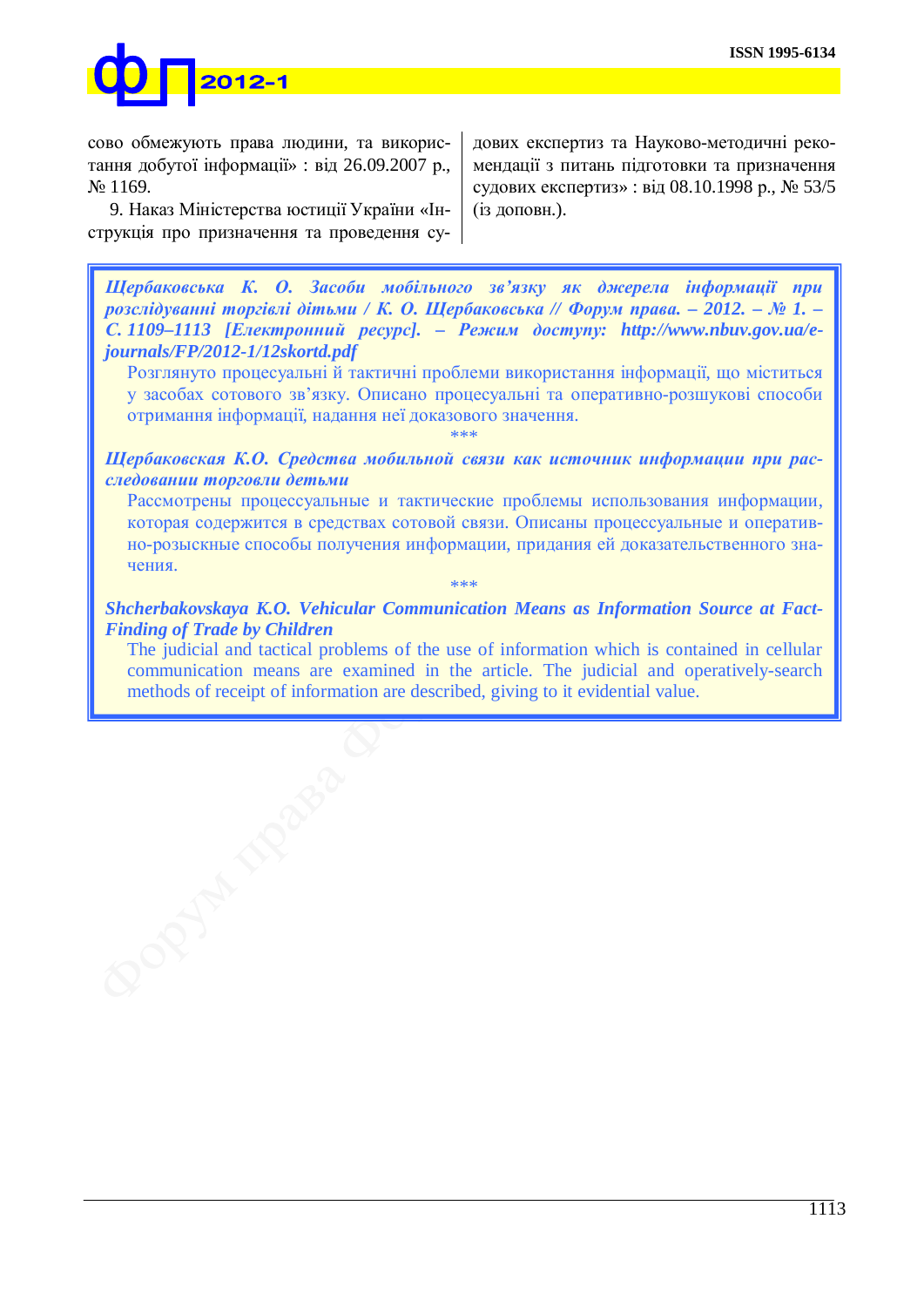сово обмежують права людини, та використання добутої інформації» : від 26.09.2007 р., № 1169.

9. Наказ Міністерства юстиції України «Інструкція про призначення та проведення судових експертиз та Науково-методичні рекомендації з питань підготовки та призначення судових експертиз» : від 08.10.1998 р., № 53/5 (із доповн.).

***Щербаковська К. О. Засоби мобільного зв'язку як джерела інформації при розслідуванні торгівлі дітьми / К. О. Щербаковська // Форум права. – 2012. – № 1. – С. 1109–1113 [Електронний ресурс]. – Режим доступу: http://www.nbuv.gov.ua/e-journals/FP/2012-1/12skortd.pdf***

Розглянуто процесуальні й тактичні проблеми використання інформації, що міститься у засобах сотового зв'язку. Описано процесуальні та оперативно-розшукові способи отримання інформації, надання неї доказового значення.

\*\*\*

***Щербаковская К.О. Средства мобильной связи как источник информации при расследовании торговли детьми***

Рассмотрены процессуальные и тактические проблемы использования информации, которая содержится в средствах сотовой связи. Описаны процессуальные и оперативно-розыскные способы получения информации, придания ей доказательственного значения.

\*\*\*

***Shcherbakovskaya K.O. Vehicular Communication Means as Information Source at Fact-Finding of Trade by Children***

The judicial and tactical problems of the use of information which is contained in cellular communication means are examined in the article. The judicial and operatively-search methods of receipt of information are described, giving to it evidential value.